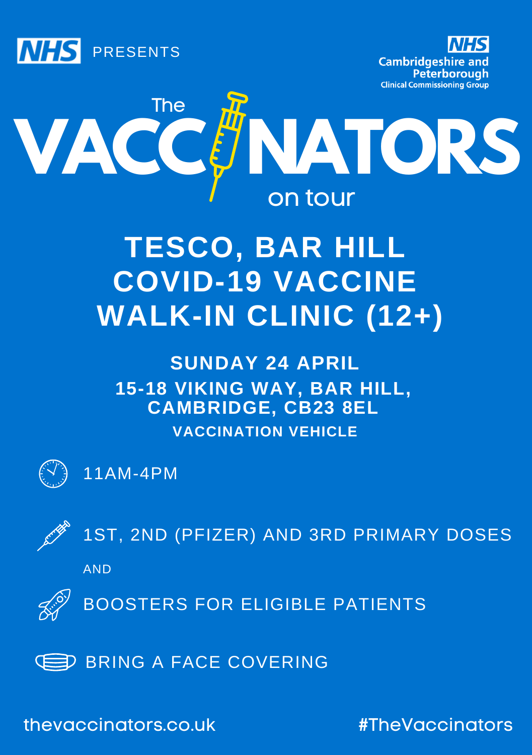NHS PRESENTS

NHS Cambridgeshire and Peterborough Clinical Commissioning Group

# The VACCINATORS on tour

## TESCO, BAR HILL COVID-19 VACCINE WALK-IN CLINIC (12+)

### SUNDAY 24 APRIL

**15-18 VIKING WAY, BAR HILL, CAMBRIDGE, CB23 8EL**

**VACCINATION VEHICLE**

11AM-4PM

1ST, 2ND (PFIZER) AND 3RD PRIMARY DOSES

AND

BOOSTERS FOR ELIGIBLE PATIENTS

BRING A FACE COVERING

thevaccinators.co.uk

#TheVaccinators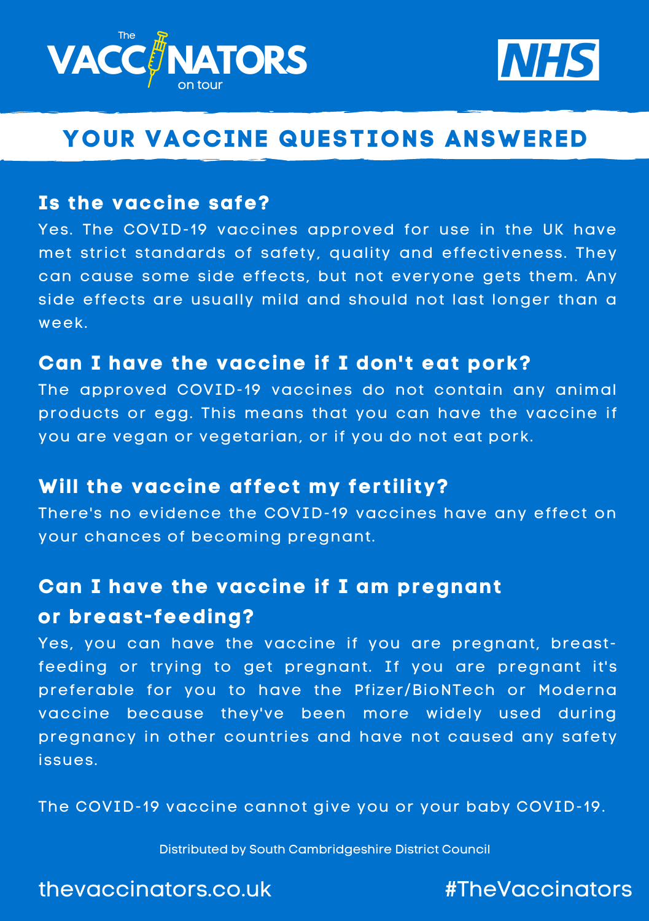The VACCINATORS on tour

NHS

# YOUR VACCINE QUESTIONS ANSWERED

## Is the vaccine safe?

Yes. The COVID-19 vaccines approved for use in the UK have met strict standards of safety, quality and effectiveness. They can cause some side effects, but not everyone gets them. Any side effects are usually mild and should not last longer than a week.

## Can I have the vaccine if I don't eat pork?

The approved COVID-19 vaccines do not contain any animal products or egg. This means that you can have the vaccine if you are vegan or vegetarian, or if you do not eat pork.

## Will the vaccine affect my fertility?

There's no evidence the COVID-19 vaccines have any effect on your chances of becoming pregnant.

## Can I have the vaccine if I am pregnant or breast-feeding?

Yes, you can have the vaccine if you are pregnant, breast-feeding or trying to get pregnant. If you are pregnant it's preferable for you to have the Pfizer/BioNTech or Moderna vaccine because they've been more widely used during pregnancy in other countries and have not caused any safety issues.

The COVID-19 vaccine cannot give you or your baby COVID-19.

Distributed by South Cambridgeshire District Council

thevaccinators.co.uk #TheVaccinators